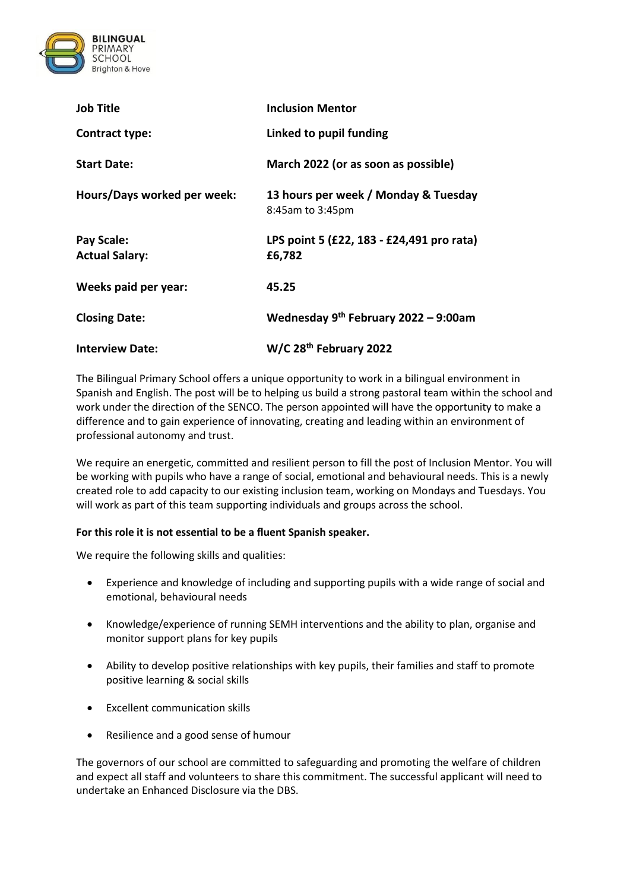| Job Title | Inclusion Mentor |
|---|---|
| **Contract type:** | **Linked to pupil funding** |
| **Start Date:** | **March 2022 (or as soon as possible)** |
| **Hours/Days worked per week:** | **13 hours per week / Monday & Tuesday** 8:45am to 3:45pm |
| **Pay Scale:** | **LPS point 5 (£22, 183 - £24,491 pro rata)** |
| **Actual Salary:** | **£6,782** |
| **Weeks paid per year:** | **45.25** |
| **Closing Date:** | **Wednesday 9th February 2022 – 9:00am** |
| **Interview Date:** | **W/C 28th February 2022** |

The Bilingual Primary School offers a unique opportunity to work in a bilingual environment in Spanish and English. The post will be to helping us build a strong pastoral team within the school and work under the direction of the SENCO. The person appointed will have the opportunity to make a difference and to gain experience of innovating, creating and leading within an environment of professional autonomy and trust.

We require an energetic, committed and resilient person to fill the post of Inclusion Mentor. You will be working with pupils who have a range of social, emotional and behavioural needs. This is a newly created role to add capacity to our existing inclusion team, working on Mondays and Tuesdays. You will work as part of this team supporting individuals and groups across the school.

**For this role it is not essential to be a fluent Spanish speaker.**

We require the following skills and qualities:

- Experience and knowledge of including and supporting pupils with a wide range of social and emotional, behavioural needs
- Knowledge/experience of running SEMH interventions and the ability to plan, organise and monitor support plans for key pupils
- Ability to develop positive relationships with key pupils, their families and staff to promote positive learning & social skills
- Excellent communication skills
- Resilience and a good sense of humour

The governors of our school are committed to safeguarding and promoting the welfare of children and expect all staff and volunteers to share this commitment. The successful applicant will need to undertake an Enhanced Disclosure via the DBS.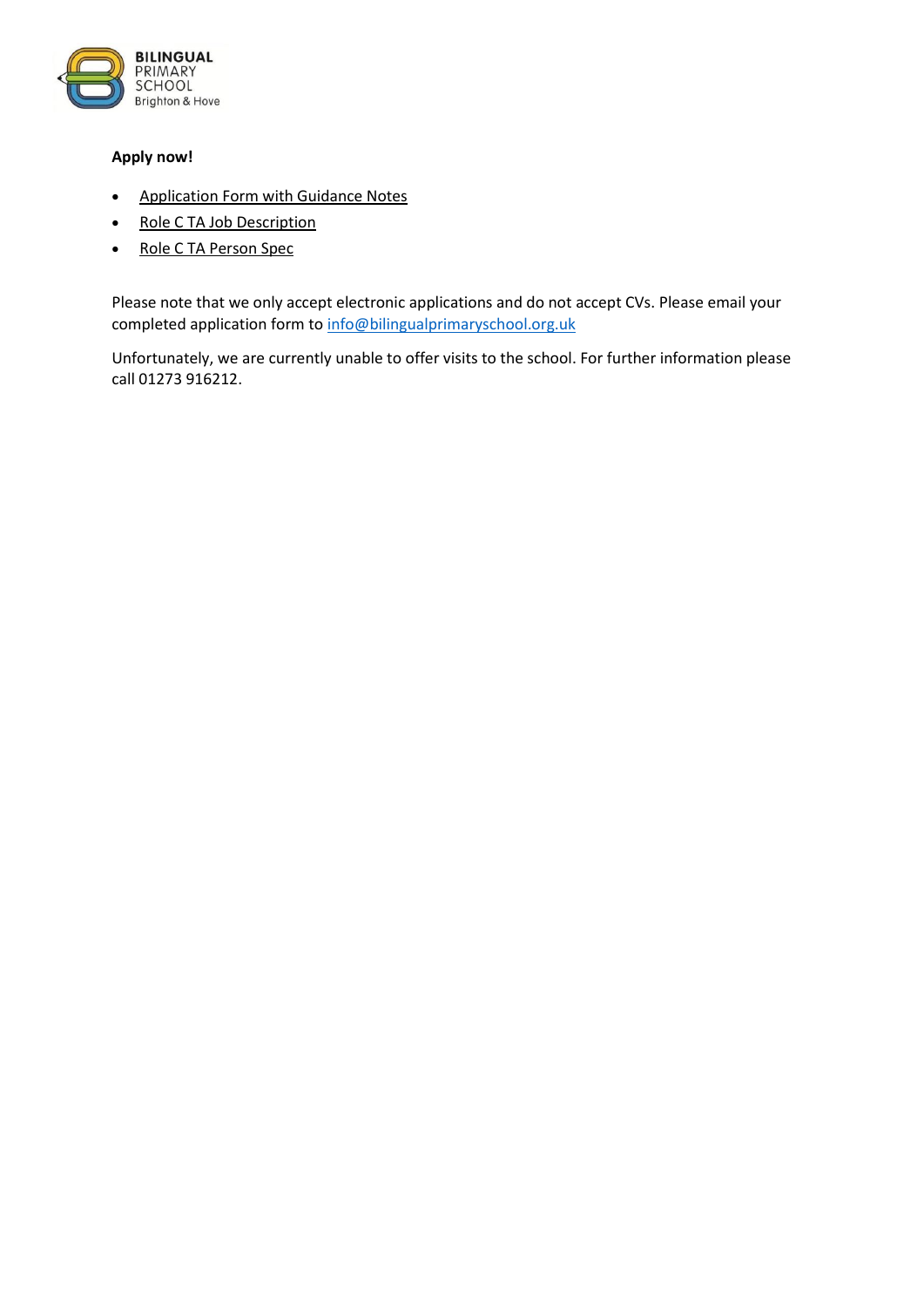**Apply now!**

- Application Form with Guidance Notes
- Role C TA Job Description
- Role C TA Person Spec

Please note that we only accept electronic applications and do not accept CVs. Please email your completed application form to info@bilingualprimaryschool.org.uk

Unfortunately, we are currently unable to offer visits to the school. For further information please call 01273 916212.